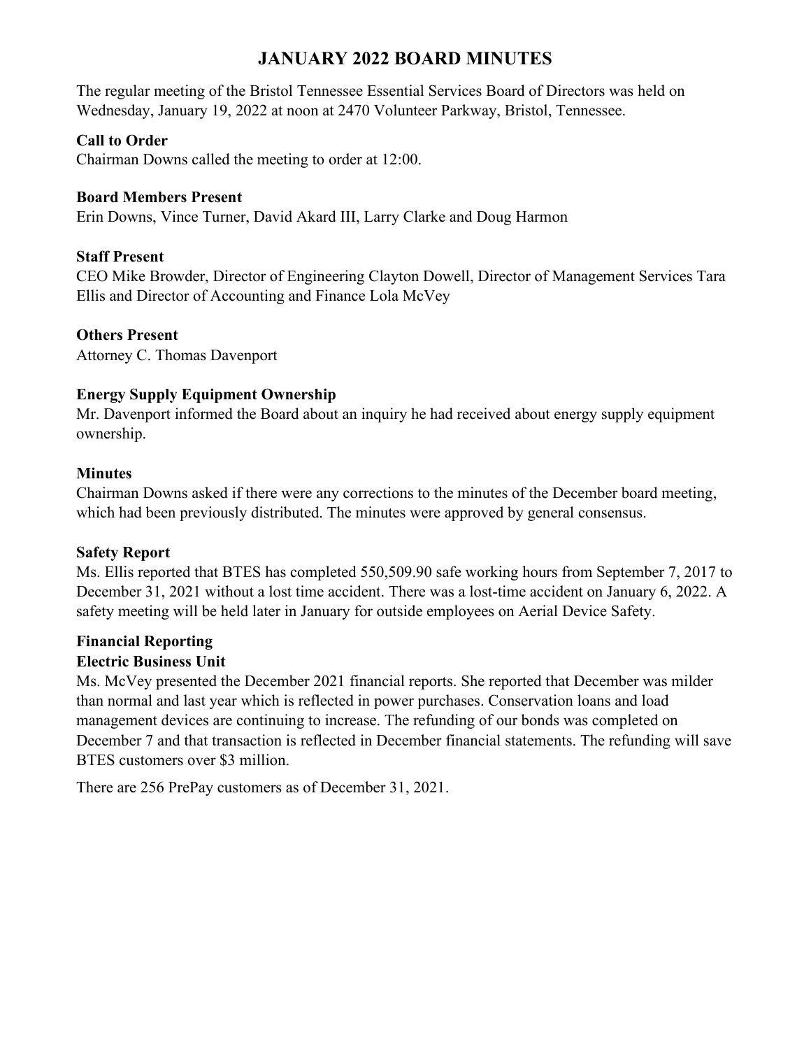# JANUARY 2022 BOARD MINUTES

The regular meeting of the Bristol Tennessee Essential Services Board of Directors was held on Wednesday, January 19, 2022 at noon at 2470 Volunteer Parkway, Bristol, Tennessee.

**Call to Order**
Chairman Downs called the meeting to order at 12:00.

**Board Members Present**
Erin Downs, Vince Turner, David Akard III, Larry Clarke and Doug Harmon

**Staff Present**
CEO Mike Browder, Director of Engineering Clayton Dowell, Director of Management Services Tara Ellis and Director of Accounting and Finance Lola McVey

**Others Present**
Attorney C. Thomas Davenport

**Energy Supply Equipment Ownership**
Mr. Davenport informed the Board about an inquiry he had received about energy supply equipment ownership.

**Minutes**
Chairman Downs asked if there were any corrections to the minutes of the December board meeting, which had been previously distributed. The minutes were approved by general consensus.

**Safety Report**
Ms. Ellis reported that BTES has completed 550,509.90 safe working hours from September 7, 2017 to December 31, 2021 without a lost time accident. There was a lost-time accident on January 6, 2022. A safety meeting will be held later in January for outside employees on Aerial Device Safety.

**Financial Reporting**
**Electric Business Unit**
Ms. McVey presented the December 2021 financial reports. She reported that December was milder than normal and last year which is reflected in power purchases. Conservation loans and load management devices are continuing to increase. The refunding of our bonds was completed on December 7 and that transaction is reflected in December financial statements. The refunding will save BTES customers over $3 million.

There are 256 PrePay customers as of December 31, 2021.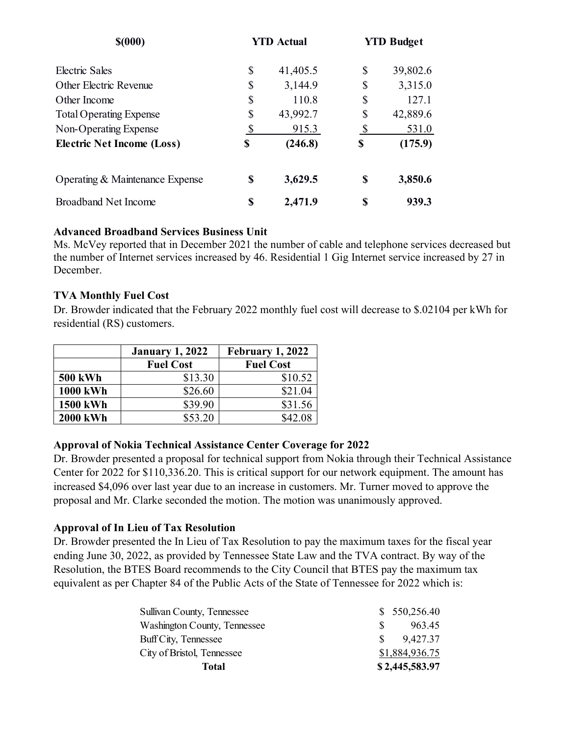| $(000) | YTD Actual | YTD Budget |
|---|---|---|
| Electric Sales | $ 41,405.5 | $ 39,802.6 |
| Other Electric Revenue | $ 3,144.9 | $ 3,315.0 |
| Other Income | $ 110.8 | $ 127.1 |
| Total Operating Expense | $ 43,992.7 | $ 42,889.6 |
| Non-Operating Expense | $ 915.3 | $ 531.0 |
| **Electric Net Income (Loss)** | **$ (246.8)** | **$ (175.9)** |
| Operating & Maintenance Expense | **$ 3,629.5** | **$ 3,850.6** |
| Broadband Net Income | **$ 2,471.9** | **$ 939.3** |

**Advanced Broadband Services Business Unit**

Ms. McVey reported that in December 2021 the number of cable and telephone services decreased but the number of Internet services increased by 46. Residential 1 Gig Internet service increased by 27 in December.

**TVA Monthly Fuel Cost**

Dr. Browder indicated that the February 2022 monthly fuel cost will decrease to $.02104 per kWh for residential (RS) customers.

| | January 1, 2022 Fuel Cost | February 1, 2022 Fuel Cost |
|---|---|---|
| **500 kWh** | $13.30 | $10.52 |
| **1000 kWh** | $26.60 | $21.04 |
| **1500 kWh** | $39.90 | $31.56 |
| **2000 kWh** | $53.20 | $42.08 |

**Approval of Nokia Technical Assistance Center Coverage for 2022**

Dr. Browder presented a proposal for technical support from Nokia through their Technical Assistance Center for 2022 for $110,336.20. This is critical support for our network equipment. The amount has increased $4,096 over last year due to an increase in customers. Mr. Turner moved to approve the proposal and Mr. Clarke seconded the motion. The motion was unanimously approved.

**Approval of In Lieu of Tax Resolution**

Dr. Browder presented the In Lieu of Tax Resolution to pay the maximum taxes for the fiscal year ending June 30, 2022, as provided by Tennessee State Law and the TVA contract. By way of the Resolution, the BTES Board recommends to the City Council that BTES pay the maximum tax equivalent as per Chapter 84 of the Public Acts of the State of Tennessee for 2022 which is:

| | |
|---|---|
| Sullivan County, Tennessee | $ 550,256.40 |
| Washington County, Tennessee | $ 963.45 |
| Buff City, Tennessee | $ 9,427.37 |
| City of Bristol, Tennessee | $1,884,936.75 |
| **Total** | **$ 2,445,583.97** |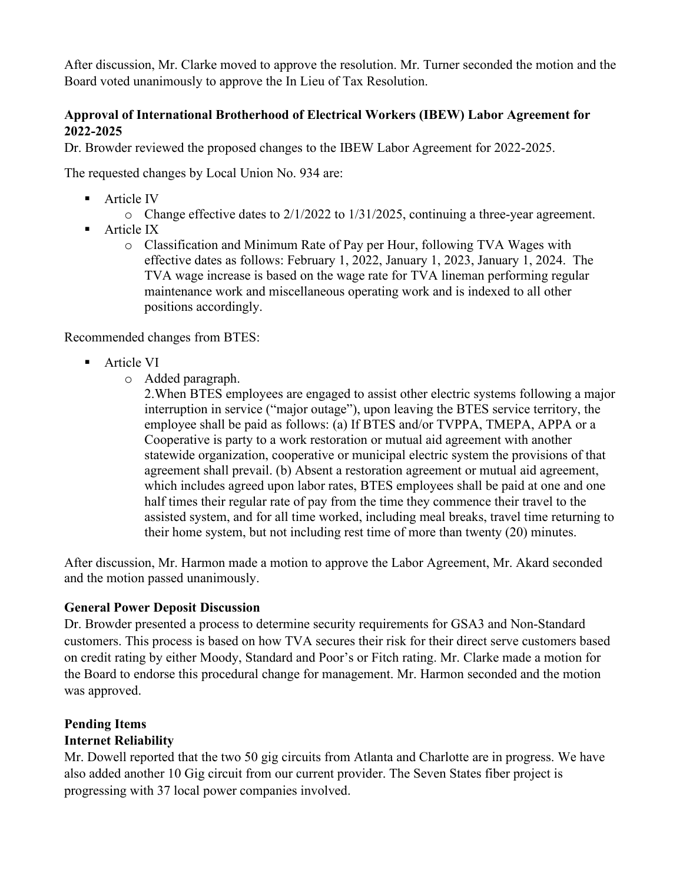After discussion, Mr. Clarke moved to approve the resolution. Mr. Turner seconded the motion and the Board voted unanimously to approve the In Lieu of Tax Resolution.

**Approval of International Brotherhood of Electrical Workers (IBEW) Labor Agreement for 2022-2025**

Dr. Browder reviewed the proposed changes to the IBEW Labor Agreement for 2022-2025.

The requested changes by Local Union No. 934 are:

- Article IV
  - Change effective dates to 2/1/2022 to 1/31/2025, continuing a three-year agreement.
- Article IX
  - Classification and Minimum Rate of Pay per Hour, following TVA Wages with effective dates as follows: February 1, 2022, January 1, 2023, January 1, 2024. The TVA wage increase is based on the wage rate for TVA lineman performing regular maintenance work and miscellaneous operating work and is indexed to all other positions accordingly.

Recommended changes from BTES:

- Article VI
  - Added paragraph.

    2.When BTES employees are engaged to assist other electric systems following a major interruption in service ("major outage"), upon leaving the BTES service territory, the employee shall be paid as follows: (a) If BTES and/or TVPPA, TMEPA, APPA or a Cooperative is party to a work restoration or mutual aid agreement with another statewide organization, cooperative or municipal electric system the provisions of that agreement shall prevail. (b) Absent a restoration agreement or mutual aid agreement, which includes agreed upon labor rates, BTES employees shall be paid at one and one half times their regular rate of pay from the time they commence their travel to the assisted system, and for all time worked, including meal breaks, travel time returning to their home system, but not including rest time of more than twenty (20) minutes.

After discussion, Mr. Harmon made a motion to approve the Labor Agreement, Mr. Akard seconded and the motion passed unanimously.

**General Power Deposit Discussion**

Dr. Browder presented a process to determine security requirements for GSA3 and Non-Standard customers. This process is based on how TVA secures their risk for their direct serve customers based on credit rating by either Moody, Standard and Poor's or Fitch rating. Mr. Clarke made a motion for the Board to endorse this procedural change for management. Mr. Harmon seconded and the motion was approved.

**Pending Items**

**Internet Reliability**

Mr. Dowell reported that the two 50 gig circuits from Atlanta and Charlotte are in progress. We have also added another 10 Gig circuit from our current provider. The Seven States fiber project is progressing with 37 local power companies involved.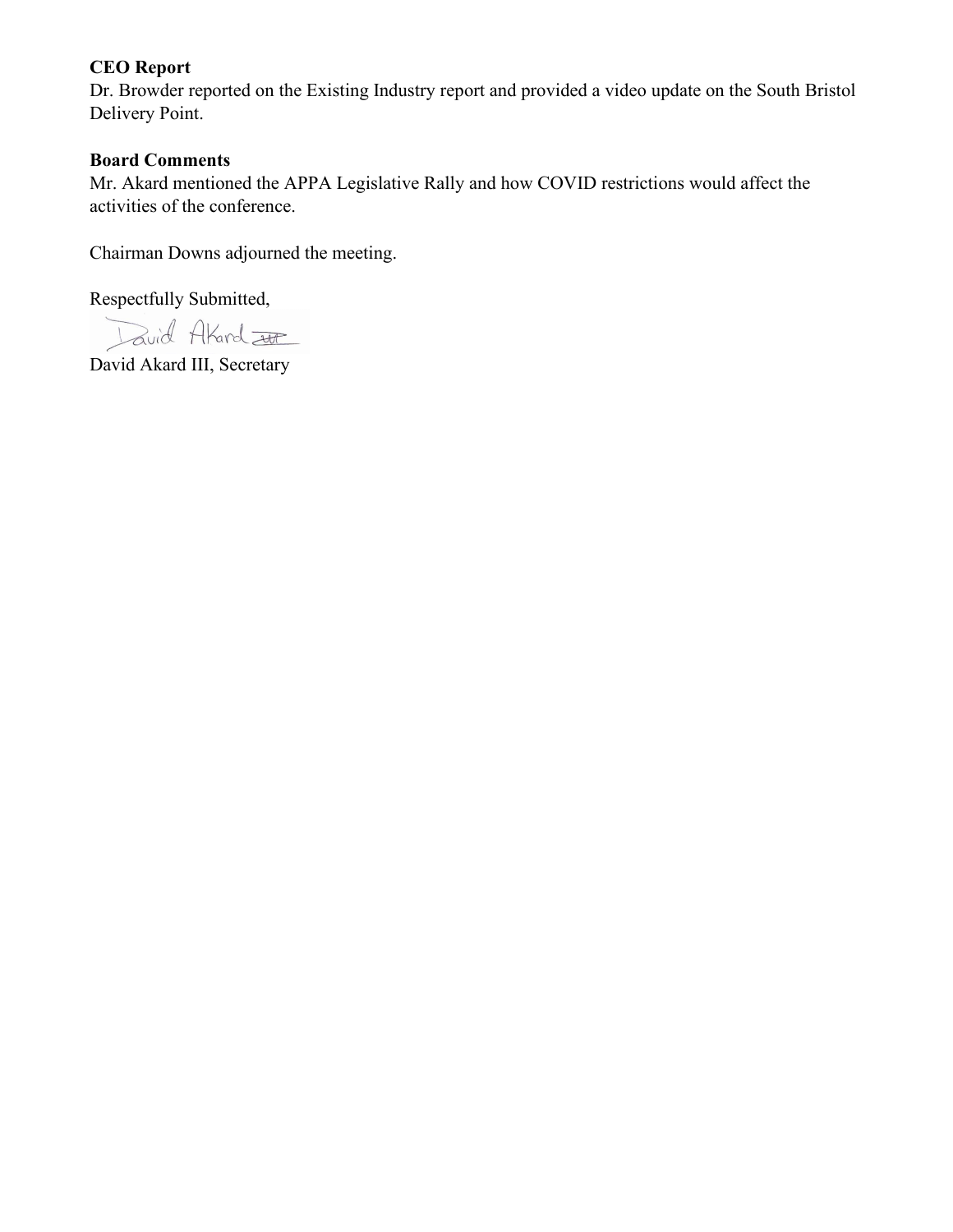**CEO Report**
Dr. Browder reported on the Existing Industry report and provided a video update on the South Bristol Delivery Point.

**Board Comments**
Mr. Akard mentioned the APPA Legislative Rally and how COVID restrictions would affect the activities of the conference.

Chairman Downs adjourned the meeting.

Respectfully Submitted,

David Akard III, Secretary